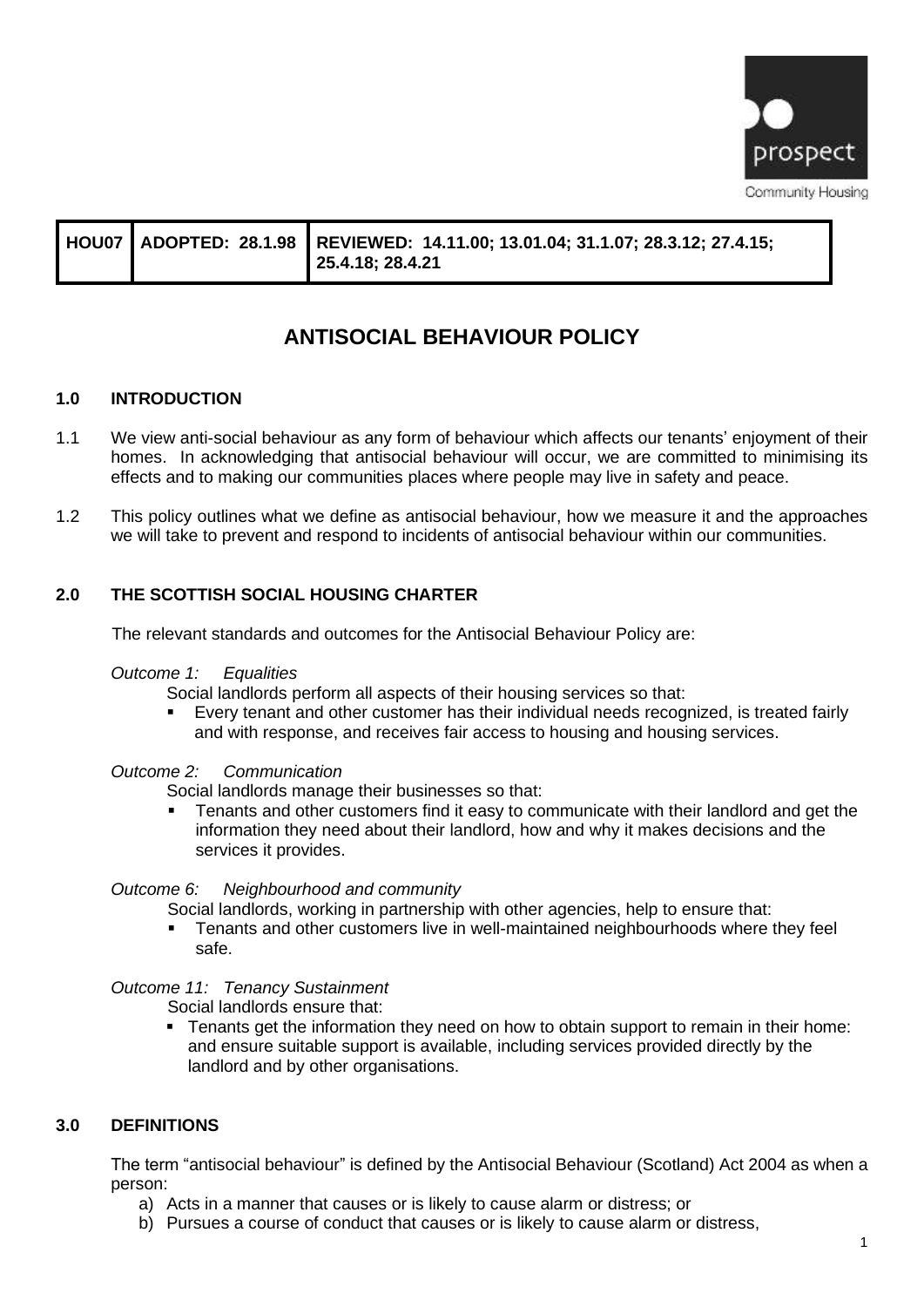prospect

Community Housing

| HOU07 | ADOPTED: 28.1.98 | REVIEWED: 14.11.00; 13.01.04; 31.1.07; 28.3.12; 27.4.15; 25.4.18; 28.4.21 |
|---|---|---|

# ANTISOCIAL BEHAVIOUR POLICY

## 1.0 INTRODUCTION

1.1 We view anti-social behaviour as any form of behaviour which affects our tenants' enjoyment of their homes. In acknowledging that antisocial behaviour will occur, we are committed to minimising its effects and to making our communities places where people may live in safety and peace.

1.2 This policy outlines what we define as antisocial behaviour, how we measure it and the approaches we will take to prevent and respond to incidents of antisocial behaviour within our communities.

## 2.0 THE SCOTTISH SOCIAL HOUSING CHARTER

The relevant standards and outcomes for the Antisocial Behaviour Policy are:

*Outcome 1: Equalities*

Social landlords perform all aspects of their housing services so that:

- Every tenant and other customer has their individual needs recognized, is treated fairly and with response, and receives fair access to housing and housing services.

*Outcome 2: Communication*

Social landlords manage their businesses so that:

- Tenants and other customers find it easy to communicate with their landlord and get the information they need about their landlord, how and why it makes decisions and the services it provides.

*Outcome 6: Neighbourhood and community*

Social landlords, working in partnership with other agencies, help to ensure that:

- Tenants and other customers live in well-maintained neighbourhoods where they feel safe.

*Outcome 11: Tenancy Sustainment*

Social landlords ensure that:

- Tenants get the information they need on how to obtain support to remain in their home: and ensure suitable support is available, including services provided directly by the landlord and by other organisations.

## 3.0 DEFINITIONS

The term "antisocial behaviour" is defined by the Antisocial Behaviour (Scotland) Act 2004 as when a person:

a) Acts in a manner that causes or is likely to cause alarm or distress; or
b) Pursues a course of conduct that causes or is likely to cause alarm or distress,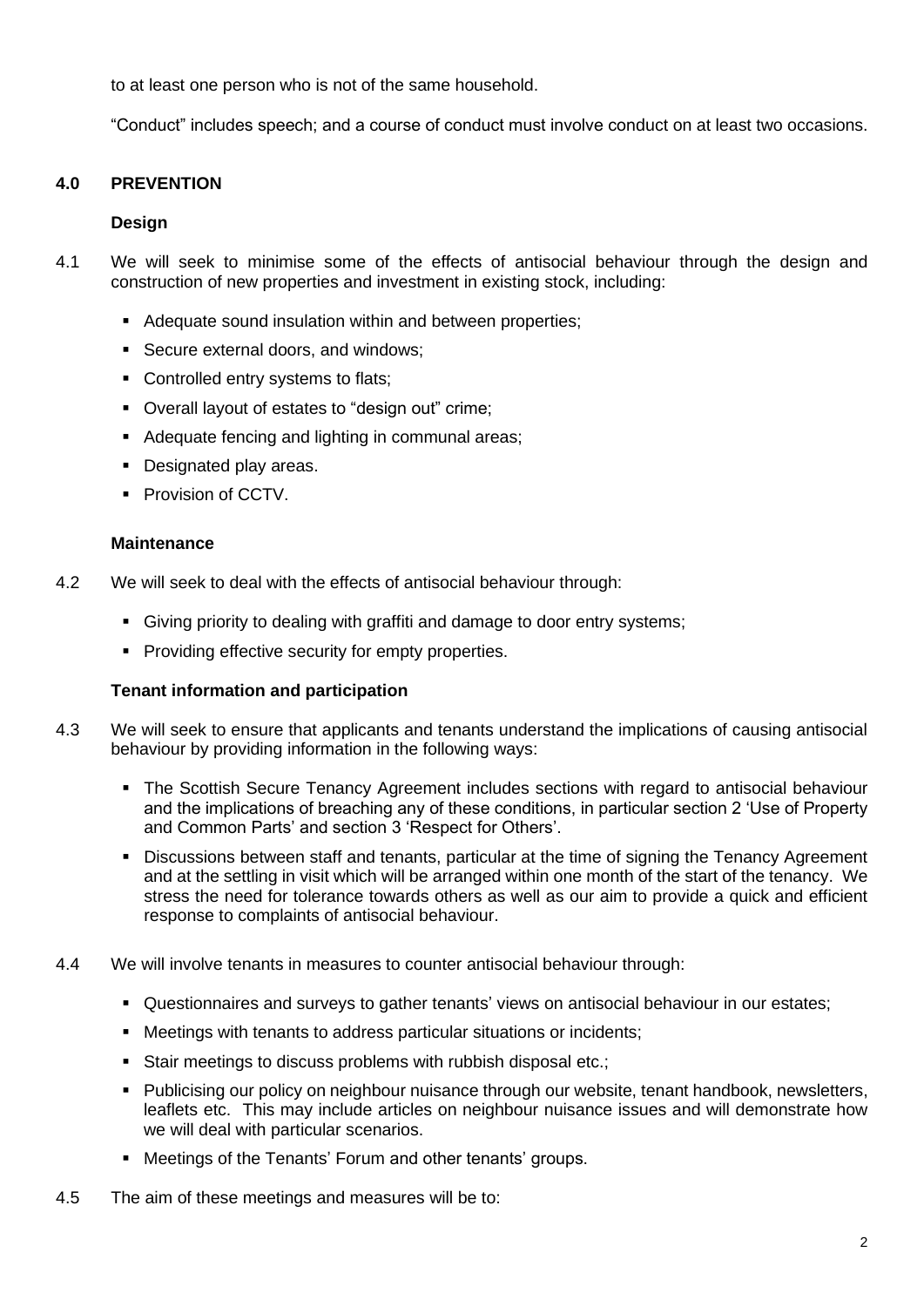to at least one person who is not of the same household.

"Conduct" includes speech; and a course of conduct must involve conduct on at least two occasions.

## 4.0 PREVENTION

### Design

4.1 We will seek to minimise some of the effects of antisocial behaviour through the design and construction of new properties and investment in existing stock, including:

- Adequate sound insulation within and between properties;
- Secure external doors, and windows;
- Controlled entry systems to flats;
- Overall layout of estates to "design out" crime;
- Adequate fencing and lighting in communal areas;
- Designated play areas.
- Provision of CCTV.

### Maintenance

4.2 We will seek to deal with the effects of antisocial behaviour through:

- Giving priority to dealing with graffiti and damage to door entry systems;
- Providing effective security for empty properties.

### Tenant information and participation

4.3 We will seek to ensure that applicants and tenants understand the implications of causing antisocial behaviour by providing information in the following ways:

- The Scottish Secure Tenancy Agreement includes sections with regard to antisocial behaviour and the implications of breaching any of these conditions, in particular section 2 'Use of Property and Common Parts' and section 3 'Respect for Others'.
- Discussions between staff and tenants, particular at the time of signing the Tenancy Agreement and at the settling in visit which will be arranged within one month of the start of the tenancy. We stress the need for tolerance towards others as well as our aim to provide a quick and efficient response to complaints of antisocial behaviour.

4.4 We will involve tenants in measures to counter antisocial behaviour through:

- Questionnaires and surveys to gather tenants' views on antisocial behaviour in our estates;
- Meetings with tenants to address particular situations or incidents;
- Stair meetings to discuss problems with rubbish disposal etc.;
- Publicising our policy on neighbour nuisance through our website, tenant handbook, newsletters, leaflets etc. This may include articles on neighbour nuisance issues and will demonstrate how we will deal with particular scenarios.
- Meetings of the Tenants' Forum and other tenants' groups.

4.5 The aim of these meetings and measures will be to: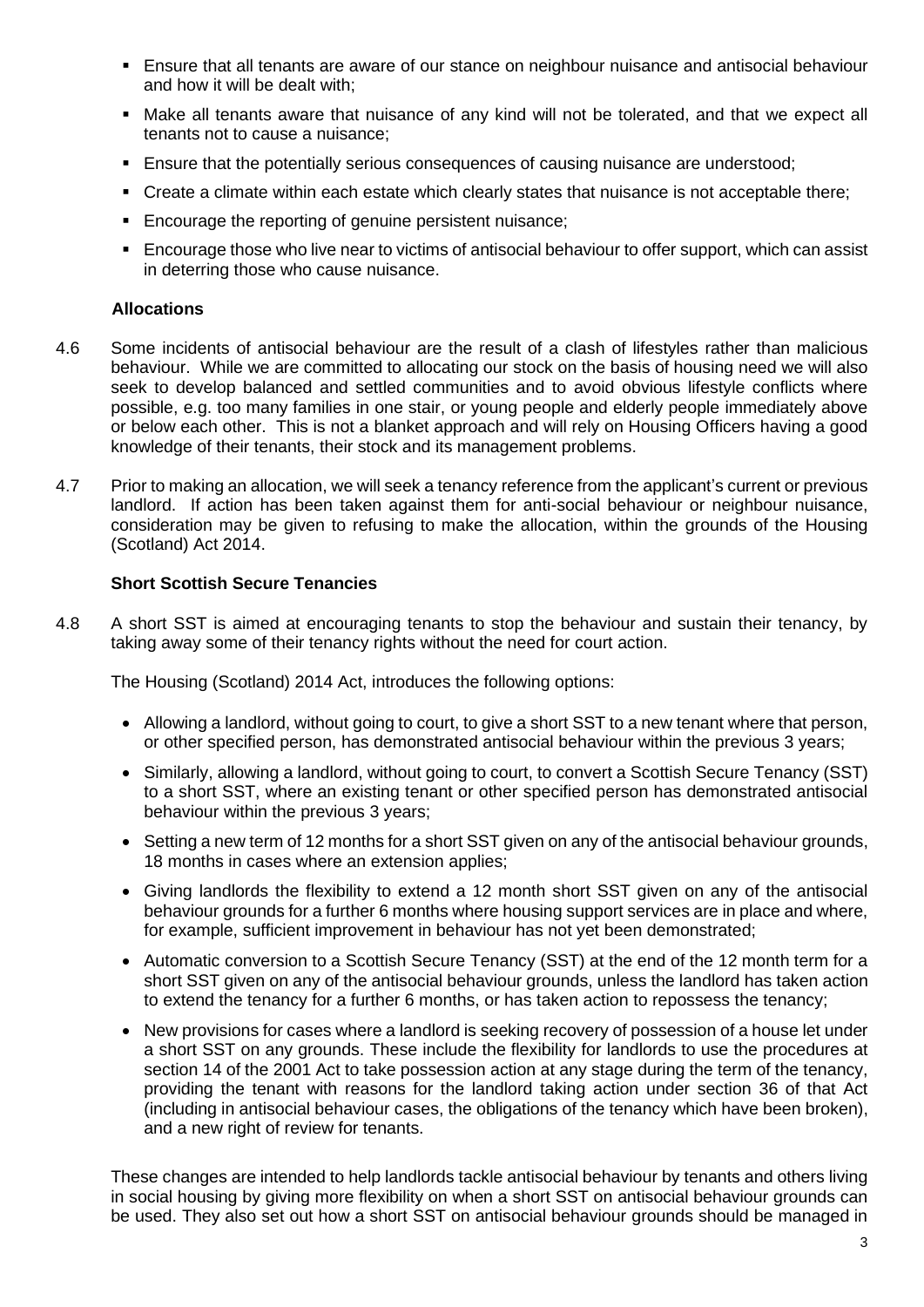- Ensure that all tenants are aware of our stance on neighbour nuisance and antisocial behaviour and how it will be dealt with;
- Make all tenants aware that nuisance of any kind will not be tolerated, and that we expect all tenants not to cause a nuisance;
- Ensure that the potentially serious consequences of causing nuisance are understood;
- Create a climate within each estate which clearly states that nuisance is not acceptable there;
- Encourage the reporting of genuine persistent nuisance;
- Encourage those who live near to victims of antisocial behaviour to offer support, which can assist in deterring those who cause nuisance.

**Allocations**

4.6 Some incidents of antisocial behaviour are the result of a clash of lifestyles rather than malicious behaviour. While we are committed to allocating our stock on the basis of housing need we will also seek to develop balanced and settled communities and to avoid obvious lifestyle conflicts where possible, e.g. too many families in one stair, or young people and elderly people immediately above or below each other. This is not a blanket approach and will rely on Housing Officers having a good knowledge of their tenants, their stock and its management problems.

4.7 Prior to making an allocation, we will seek a tenancy reference from the applicant's current or previous landlord. If action has been taken against them for anti-social behaviour or neighbour nuisance, consideration may be given to refusing to make the allocation, within the grounds of the Housing (Scotland) Act 2014.

**Short Scottish Secure Tenancies**

4.8 A short SST is aimed at encouraging tenants to stop the behaviour and sustain their tenancy, by taking away some of their tenancy rights without the need for court action.

The Housing (Scotland) 2014 Act, introduces the following options:

- Allowing a landlord, without going to court, to give a short SST to a new tenant where that person, or other specified person, has demonstrated antisocial behaviour within the previous 3 years;
- Similarly, allowing a landlord, without going to court, to convert a Scottish Secure Tenancy (SST) to a short SST, where an existing tenant or other specified person has demonstrated antisocial behaviour within the previous 3 years;
- Setting a new term of 12 months for a short SST given on any of the antisocial behaviour grounds, 18 months in cases where an extension applies;
- Giving landlords the flexibility to extend a 12 month short SST given on any of the antisocial behaviour grounds for a further 6 months where housing support services are in place and where, for example, sufficient improvement in behaviour has not yet been demonstrated;
- Automatic conversion to a Scottish Secure Tenancy (SST) at the end of the 12 month term for a short SST given on any of the antisocial behaviour grounds, unless the landlord has taken action to extend the tenancy for a further 6 months, or has taken action to repossess the tenancy;
- New provisions for cases where a landlord is seeking recovery of possession of a house let under a short SST on any grounds. These include the flexibility for landlords to use the procedures at section 14 of the 2001 Act to take possession action at any stage during the term of the tenancy, providing the tenant with reasons for the landlord taking action under section 36 of that Act (including in antisocial behaviour cases, the obligations of the tenancy which have been broken), and a new right of review for tenants.

These changes are intended to help landlords tackle antisocial behaviour by tenants and others living in social housing by giving more flexibility on when a short SST on antisocial behaviour grounds can be used. They also set out how a short SST on antisocial behaviour grounds should be managed in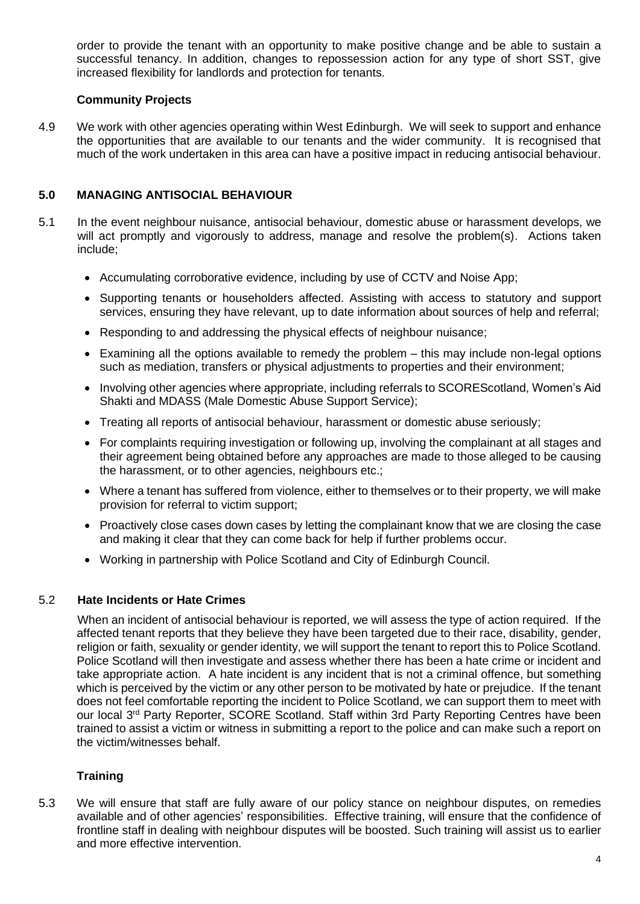order to provide the tenant with an opportunity to make positive change and be able to sustain a successful tenancy. In addition, changes to repossession action for any type of short SST, give increased flexibility for landlords and protection for tenants.

### Community Projects

4.9 We work with other agencies operating within West Edinburgh. We will seek to support and enhance the opportunities that are available to our tenants and the wider community. It is recognised that much of the work undertaken in this area can have a positive impact in reducing antisocial behaviour.

## 5.0 MANAGING ANTISOCIAL BEHAVIOUR

5.1 In the event neighbour nuisance, antisocial behaviour, domestic abuse or harassment develops, we will act promptly and vigorously to address, manage and resolve the problem(s). Actions taken include;

- Accumulating corroborative evidence, including by use of CCTV and Noise App;
- Supporting tenants or householders affected. Assisting with access to statutory and support services, ensuring they have relevant, up to date information about sources of help and referral;
- Responding to and addressing the physical effects of neighbour nuisance;
- Examining all the options available to remedy the problem – this may include non-legal options such as mediation, transfers or physical adjustments to properties and their environment;
- Involving other agencies where appropriate, including referrals to SCOREScotland, Women's Aid Shakti and MDASS (Male Domestic Abuse Support Service);
- Treating all reports of antisocial behaviour, harassment or domestic abuse seriously;
- For complaints requiring investigation or following up, involving the complainant at all stages and their agreement being obtained before any approaches are made to those alleged to be causing the harassment, or to other agencies, neighbours etc.;
- Where a tenant has suffered from violence, either to themselves or to their property, we will make provision for referral to victim support;
- Proactively close cases down cases by letting the complainant know that we are closing the case and making it clear that they can come back for help if further problems occur.
- Working in partnership with Police Scotland and City of Edinburgh Council.

### 5.2 Hate Incidents or Hate Crimes

When an incident of antisocial behaviour is reported, we will assess the type of action required. If the affected tenant reports that they believe they have been targeted due to their race, disability, gender, religion or faith, sexuality or gender identity, we will support the tenant to report this to Police Scotland. Police Scotland will then investigate and assess whether there has been a hate crime or incident and take appropriate action. A hate incident is any incident that is not a criminal offence, but something which is perceived by the victim or any other person to be motivated by hate or prejudice. If the tenant does not feel comfortable reporting the incident to Police Scotland, we can support them to meet with our local 3rd Party Reporter, SCORE Scotland. Staff within 3rd Party Reporting Centres have been trained to assist a victim or witness in submitting a report to the police and can make such a report on the victim/witnesses behalf.

### Training

5.3 We will ensure that staff are fully aware of our policy stance on neighbour disputes, on remedies available and of other agencies' responsibilities. Effective training, will ensure that the confidence of frontline staff in dealing with neighbour disputes will be boosted. Such training will assist us to earlier and more effective intervention.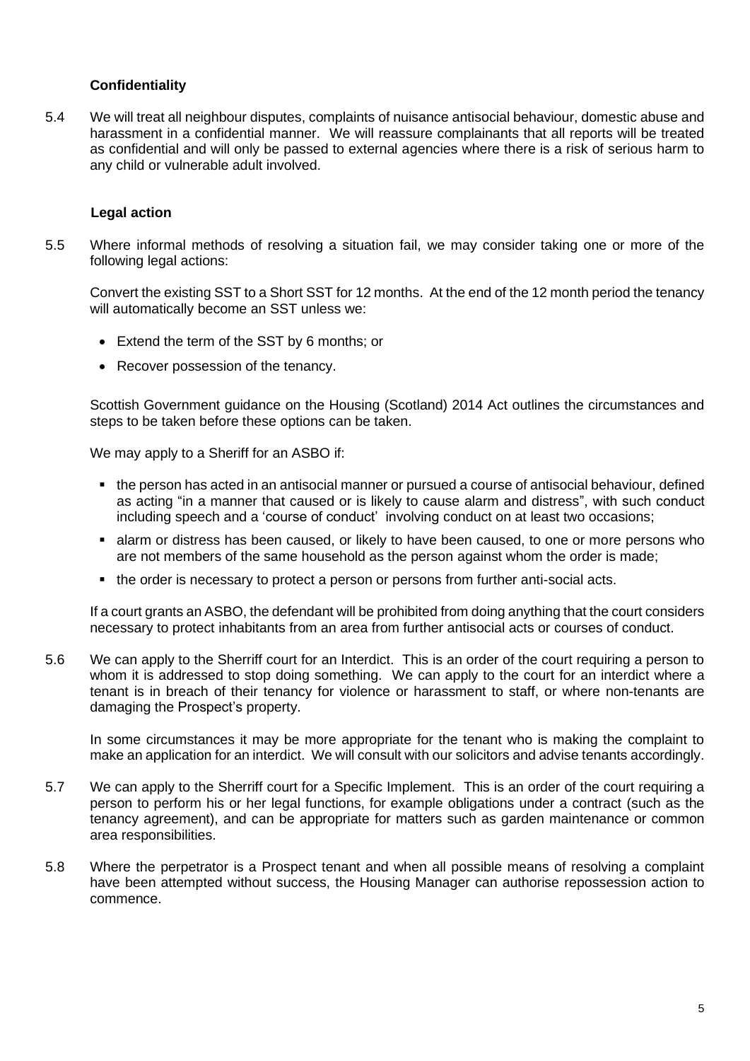**Confidentiality**

5.4 We will treat all neighbour disputes, complaints of nuisance antisocial behaviour, domestic abuse and harassment in a confidential manner. We will reassure complainants that all reports will be treated as confidential and will only be passed to external agencies where there is a risk of serious harm to any child or vulnerable adult involved.

**Legal action**

5.5 Where informal methods of resolving a situation fail, we may consider taking one or more of the following legal actions:

Convert the existing SST to a Short SST for 12 months. At the end of the 12 month period the tenancy will automatically become an SST unless we:

- Extend the term of the SST by 6 months; or
- Recover possession of the tenancy.

Scottish Government guidance on the Housing (Scotland) 2014 Act outlines the circumstances and steps to be taken before these options can be taken.

We may apply to a Sheriff for an ASBO if:

- the person has acted in an antisocial manner or pursued a course of antisocial behaviour, defined as acting "in a manner that caused or is likely to cause alarm and distress", with such conduct including speech and a 'course of conduct' involving conduct on at least two occasions;
- alarm or distress has been caused, or likely to have been caused, to one or more persons who are not members of the same household as the person against whom the order is made;
- the order is necessary to protect a person or persons from further anti-social acts.

If a court grants an ASBO, the defendant will be prohibited from doing anything that the court considers necessary to protect inhabitants from an area from further antisocial acts or courses of conduct.

5.6 We can apply to the Sherriff court for an Interdict. This is an order of the court requiring a person to whom it is addressed to stop doing something. We can apply to the court for an interdict where a tenant is in breach of their tenancy for violence or harassment to staff, or where non-tenants are damaging the Prospect's property.

In some circumstances it may be more appropriate for the tenant who is making the complaint to make an application for an interdict. We will consult with our solicitors and advise tenants accordingly.

5.7 We can apply to the Sherriff court for a Specific Implement. This is an order of the court requiring a person to perform his or her legal functions, for example obligations under a contract (such as the tenancy agreement), and can be appropriate for matters such as garden maintenance or common area responsibilities.

5.8 Where the perpetrator is a Prospect tenant and when all possible means of resolving a complaint have been attempted without success, the Housing Manager can authorise repossession action to commence.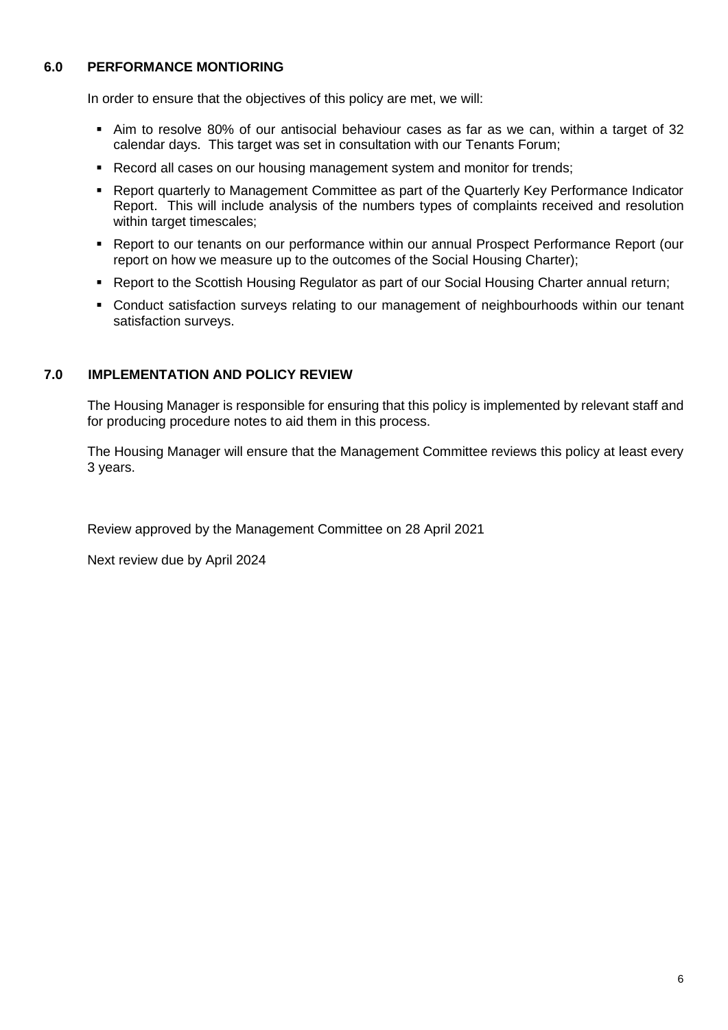## 6.0 PERFORMANCE MONTIORING

In order to ensure that the objectives of this policy are met, we will:

- Aim to resolve 80% of our antisocial behaviour cases as far as we can, within a target of 32 calendar days. This target was set in consultation with our Tenants Forum;
- Record all cases on our housing management system and monitor for trends;
- Report quarterly to Management Committee as part of the Quarterly Key Performance Indicator Report. This will include analysis of the numbers types of complaints received and resolution within target timescales;
- Report to our tenants on our performance within our annual Prospect Performance Report (our report on how we measure up to the outcomes of the Social Housing Charter);
- Report to the Scottish Housing Regulator as part of our Social Housing Charter annual return;
- Conduct satisfaction surveys relating to our management of neighbourhoods within our tenant satisfaction surveys.

## 7.0 IMPLEMENTATION AND POLICY REVIEW

The Housing Manager is responsible for ensuring that this policy is implemented by relevant staff and for producing procedure notes to aid them in this process.

The Housing Manager will ensure that the Management Committee reviews this policy at least every 3 years.

Review approved by the Management Committee on 28 April 2021

Next review due by April 2024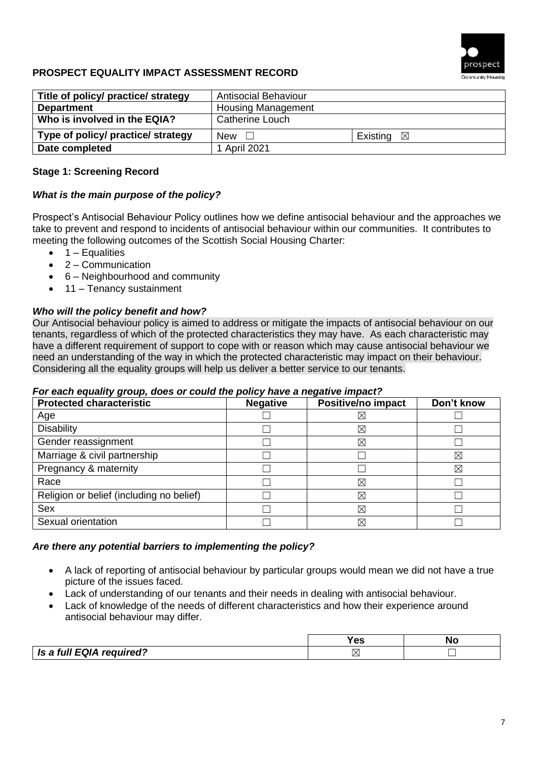## PROSPECT EQUALITY IMPACT ASSESSMENT RECORD

| Title of policy/ practice/ strategy | Antisocial Behaviour | |
|---|---|---|
| **Department** | Housing Management | |
| **Who is involved in the EQIA?** | Catherine Louch | |
| **Type of policy/ practice/ strategy** | New ☐ | Existing ☒ |
| **Date completed** | 1 April 2021 | |

### Stage 1: Screening Record

***What is the main purpose of the policy?***

Prospect's Antisocial Behaviour Policy outlines how we define antisocial behaviour and the approaches we take to prevent and respond to incidents of antisocial behaviour within our communities. It contributes to meeting the following outcomes of the Scottish Social Housing Charter:

- 1 – Equalities
- 2 – Communication
- 6 – Neighbourhood and community
- 11 – Tenancy sustainment

***Who will the policy benefit and how?***

Our Antisocial behaviour policy is aimed to address or mitigate the impacts of antisocial behaviour on our tenants, regardless of which of the protected characteristics they may have. As each characteristic may have a different requirement of support to cope with or reason which may cause antisocial behaviour we need an understanding of the way in which the protected characteristic may impact on their behaviour. Considering all the equality groups will help us deliver a better service to our tenants.

***For each equality group, does or could the policy have a negative impact?***

| Protected characteristic | Negative | Positive/no impact | Don't know |
|---|---|---|---|
| Age | ☐ | ☒ | ☐ |
| Disability | ☐ | ☒ | ☐ |
| Gender reassignment | ☐ | ☒ | ☐ |
| Marriage & civil partnership | ☐ | ☐ | ☒ |
| Pregnancy & maternity | ☐ | ☐ | ☒ |
| Race | ☐ | ☒ | ☐ |
| Religion or belief (including no belief) | ☐ | ☒ | ☐ |
| Sex | ☐ | ☒ | ☐ |
| Sexual orientation | ☐ | ☒ | ☐ |

***Are there any potential barriers to implementing the policy?***

- A lack of reporting of antisocial behaviour by particular groups would mean we did not have a true picture of the issues faced.
- Lack of understanding of our tenants and their needs in dealing with antisocial behaviour.
- Lack of knowledge of the needs of different characteristics and how their experience around antisocial behaviour may differ.

| | Yes | No |
|---|---|---|
| ***Is a full EQIA required?*** | ☒ | ☐ |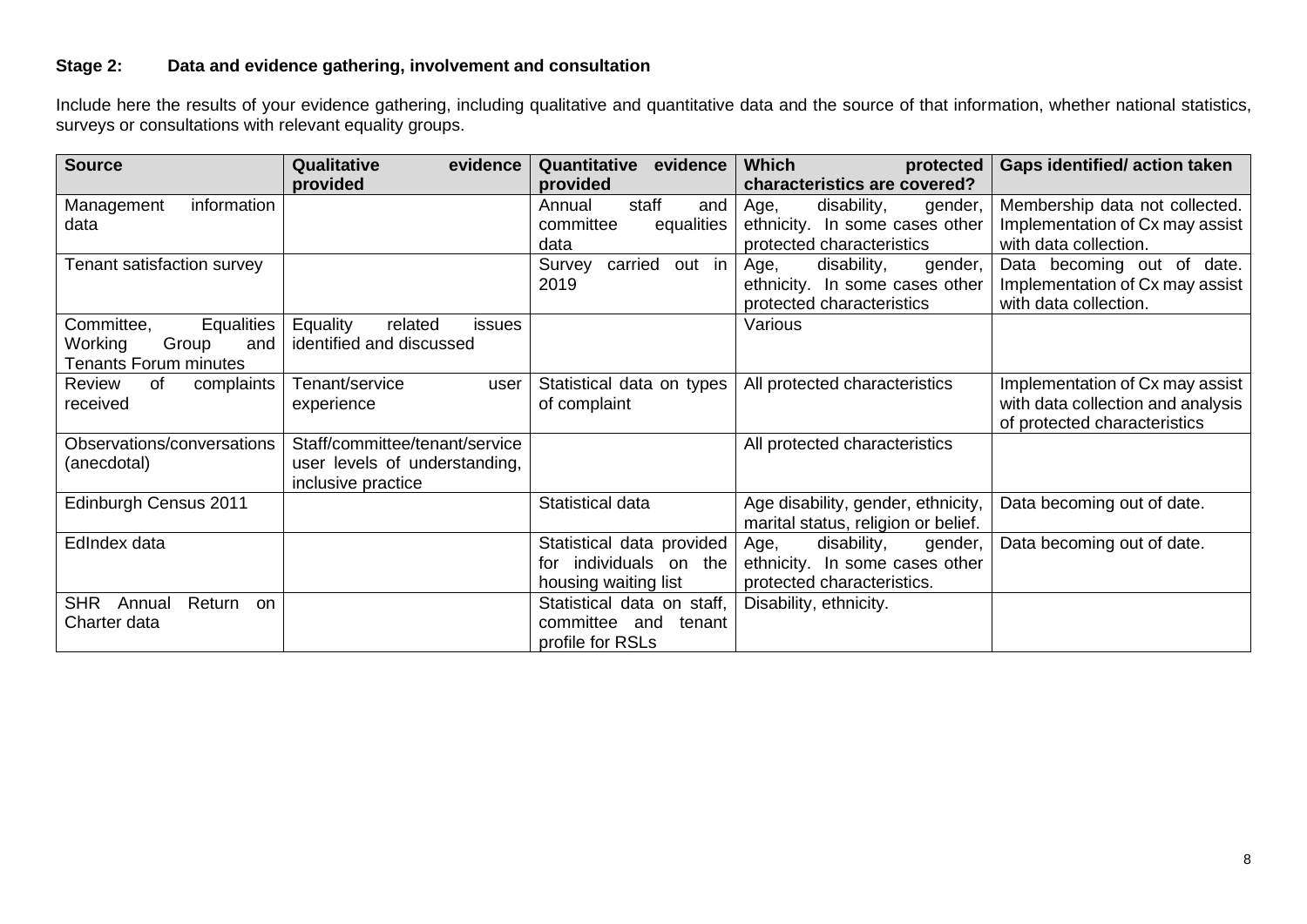### Stage 2: Data and evidence gathering, involvement and consultation

Include here the results of your evidence gathering, including qualitative and quantitative data and the source of that information, whether national statistics, surveys or consultations with relevant equality groups.

| Source | Qualitative evidence provided | Quantitative evidence provided | Which protected characteristics are covered? | Gaps identified/ action taken |
|---|---|---|---|---|
| Management information data | | Annual staff and committee equalities data | Age, disability, gender, ethnicity. In some cases other protected characteristics | Membership data not collected. Implementation of Cx may assist with data collection. |
| Tenant satisfaction survey | | Survey carried out in 2019 | Age, disability, gender, ethnicity. In some cases other protected characteristics | Data becoming out of date. Implementation of Cx may assist with data collection. |
| Committee, Equalities Working Group and Tenants Forum minutes | Equality related issues identified and discussed | | Various | |
| Review of complaints received | Tenant/service user experience | Statistical data on types of complaint | All protected characteristics | Implementation of Cx may assist with data collection and analysis of protected characteristics |
| Observations/conversations (anecdotal) | Staff/committee/tenant/service user levels of understanding, inclusive practice | | All protected characteristics | |
| Edinburgh Census 2011 | | Statistical data | Age disability, gender, ethnicity, marital status, religion or belief. | Data becoming out of date. |
| EdIndex data | | Statistical data provided for individuals on the housing waiting list | Age, disability, gender, ethnicity. In some cases other protected characteristics. | Data becoming out of date. |
| SHR Annual Return on Charter data | | Statistical data on staff, committee and tenant profile for RSLs | Disability, ethnicity. | |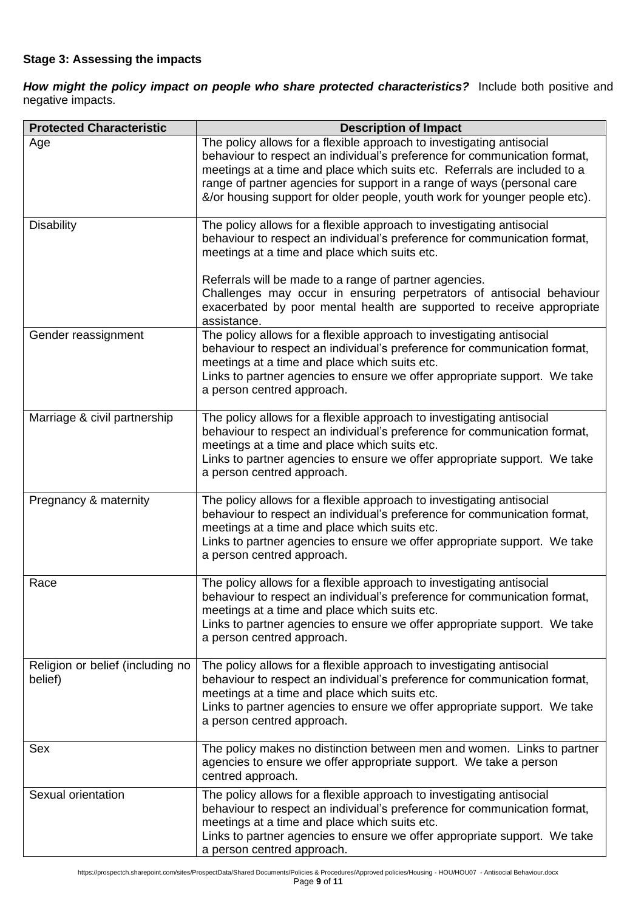**Stage 3: Assessing the impacts**

***How might the policy impact on people who share protected characteristics?*** Include both positive and negative impacts.

| Protected Characteristic | Description of Impact |
|---|---|
| Age | The policy allows for a flexible approach to investigating antisocial behaviour to respect an individual's preference for communication format, meetings at a time and place which suits etc. Referrals are included to a range of partner agencies for support in a range of ways (personal care &/or housing support for older people, youth work for younger people etc). |
| Disability | The policy allows for a flexible approach to investigating antisocial behaviour to respect an individual's preference for communication format, meetings at a time and place which suits etc.<br><br>Referrals will be made to a range of partner agencies.<br>Challenges may occur in ensuring perpetrators of antisocial behaviour exacerbated by poor mental health are supported to receive appropriate assistance. |
| Gender reassignment | The policy allows for a flexible approach to investigating antisocial behaviour to respect an individual's preference for communication format, meetings at a time and place which suits etc.<br>Links to partner agencies to ensure we offer appropriate support. We take a person centred approach. |
| Marriage & civil partnership | The policy allows for a flexible approach to investigating antisocial behaviour to respect an individual's preference for communication format, meetings at a time and place which suits etc.<br>Links to partner agencies to ensure we offer appropriate support. We take a person centred approach. |
| Pregnancy & maternity | The policy allows for a flexible approach to investigating antisocial behaviour to respect an individual's preference for communication format, meetings at a time and place which suits etc.<br>Links to partner agencies to ensure we offer appropriate support. We take a person centred approach. |
| Race | The policy allows for a flexible approach to investigating antisocial behaviour to respect an individual's preference for communication format, meetings at a time and place which suits etc.<br>Links to partner agencies to ensure we offer appropriate support. We take a person centred approach. |
| Religion or belief (including no belief) | The policy allows for a flexible approach to investigating antisocial behaviour to respect an individual's preference for communication format, meetings at a time and place which suits etc.<br>Links to partner agencies to ensure we offer appropriate support. We take a person centred approach. |
| Sex | The policy makes no distinction between men and women. Links to partner agencies to ensure we offer appropriate support. We take a person centred approach. |
| Sexual orientation | The policy allows for a flexible approach to investigating antisocial behaviour to respect an individual's preference for communication format, meetings at a time and place which suits etc.<br>Links to partner agencies to ensure we offer appropriate support. We take a person centred approach. |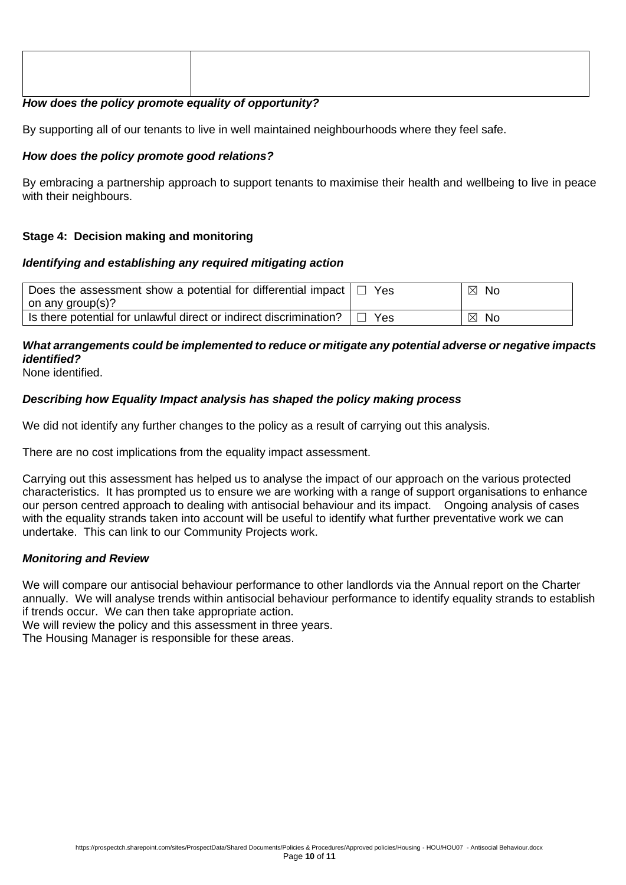| | |
|---|---|
| | |

***How does the policy promote equality of opportunity?***

By supporting all of our tenants to live in well maintained neighbourhoods where they feel safe.

***How does the policy promote good relations?***

By embracing a partnership approach to support tenants to maximise their health and wellbeing to live in peace with their neighbours.

**Stage 4: Decision making and monitoring**

***Identifying and establishing any required mitigating action***

| | | |
|---|---|---|
| Does the assessment show a potential for differential impact on any group(s)? | ☐ Yes | ☒ No |
| Is there potential for unlawful direct or indirect discrimination? | ☐ Yes | ☒ No |

***What arrangements could be implemented to reduce or mitigate any potential adverse or negative impacts identified?***

None identified.

***Describing how Equality Impact analysis has shaped the policy making process***

We did not identify any further changes to the policy as a result of carrying out this analysis.

There are no cost implications from the equality impact assessment.

Carrying out this assessment has helped us to analyse the impact of our approach on the various protected characteristics. It has prompted us to ensure we are working with a range of support organisations to enhance our person centred approach to dealing with antisocial behaviour and its impact. Ongoing analysis of cases with the equality strands taken into account will be useful to identify what further preventative work we can undertake. This can link to our Community Projects work.

***Monitoring and Review***

We will compare our antisocial behaviour performance to other landlords via the Annual report on the Charter annually. We will analyse trends within antisocial behaviour performance to identify equality strands to establish if trends occur. We can then take appropriate action.
We will review the policy and this assessment in three years.
The Housing Manager is responsible for these areas.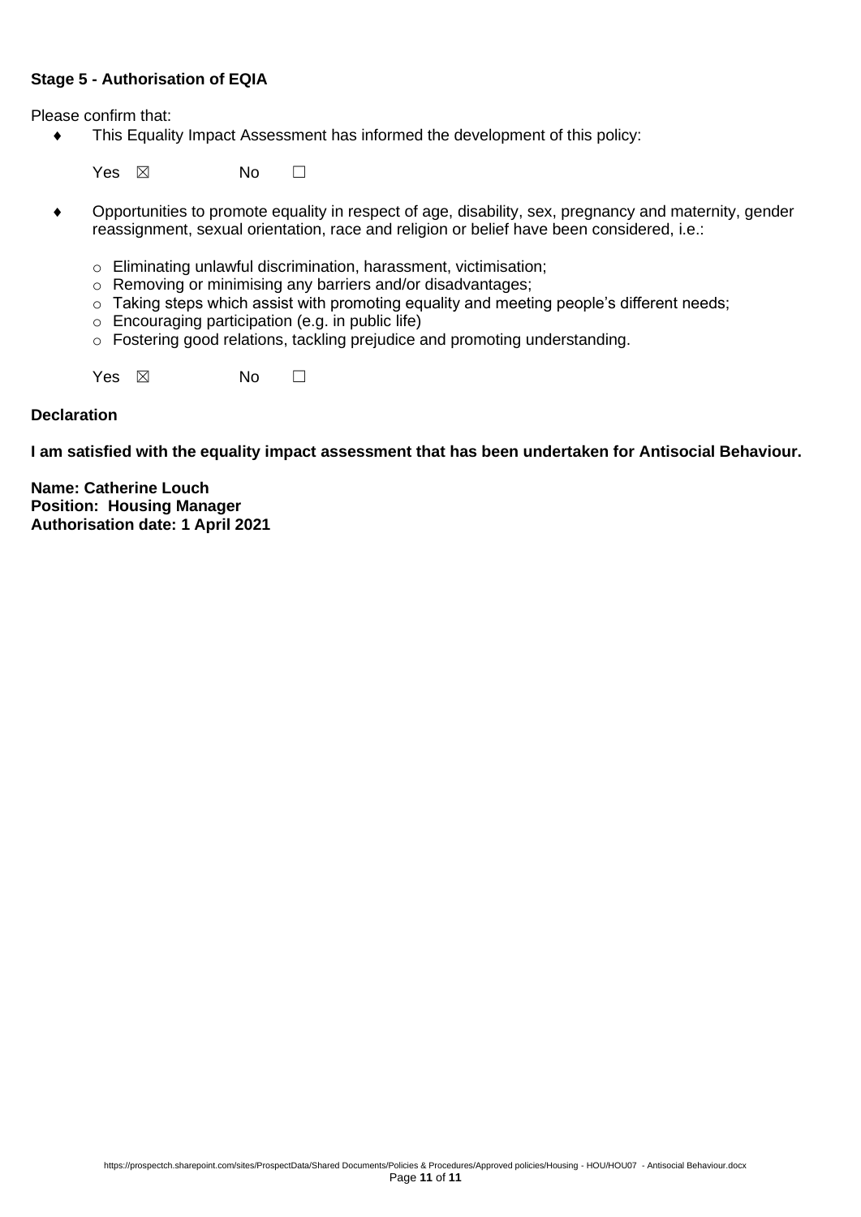**Stage 5 - Authorisation of EQIA**

Please confirm that:

- This Equality Impact Assessment has informed the development of this policy:

  Yes ☒ No ☐

- Opportunities to promote equality in respect of age, disability, sex, pregnancy and maternity, gender reassignment, sexual orientation, race and religion or belief have been considered, i.e.:

  - Eliminating unlawful discrimination, harassment, victimisation;
  - Removing or minimising any barriers and/or disadvantages;
  - Taking steps which assist with promoting equality and meeting people's different needs;
  - Encouraging participation (e.g. in public life)
  - Fostering good relations, tackling prejudice and promoting understanding.

  Yes ☒ No ☐

**Declaration**

**I am satisfied with the equality impact assessment that has been undertaken for Antisocial Behaviour.**

**Name: Catherine Louch**
**Position: Housing Manager**
**Authorisation date: 1 April 2021**